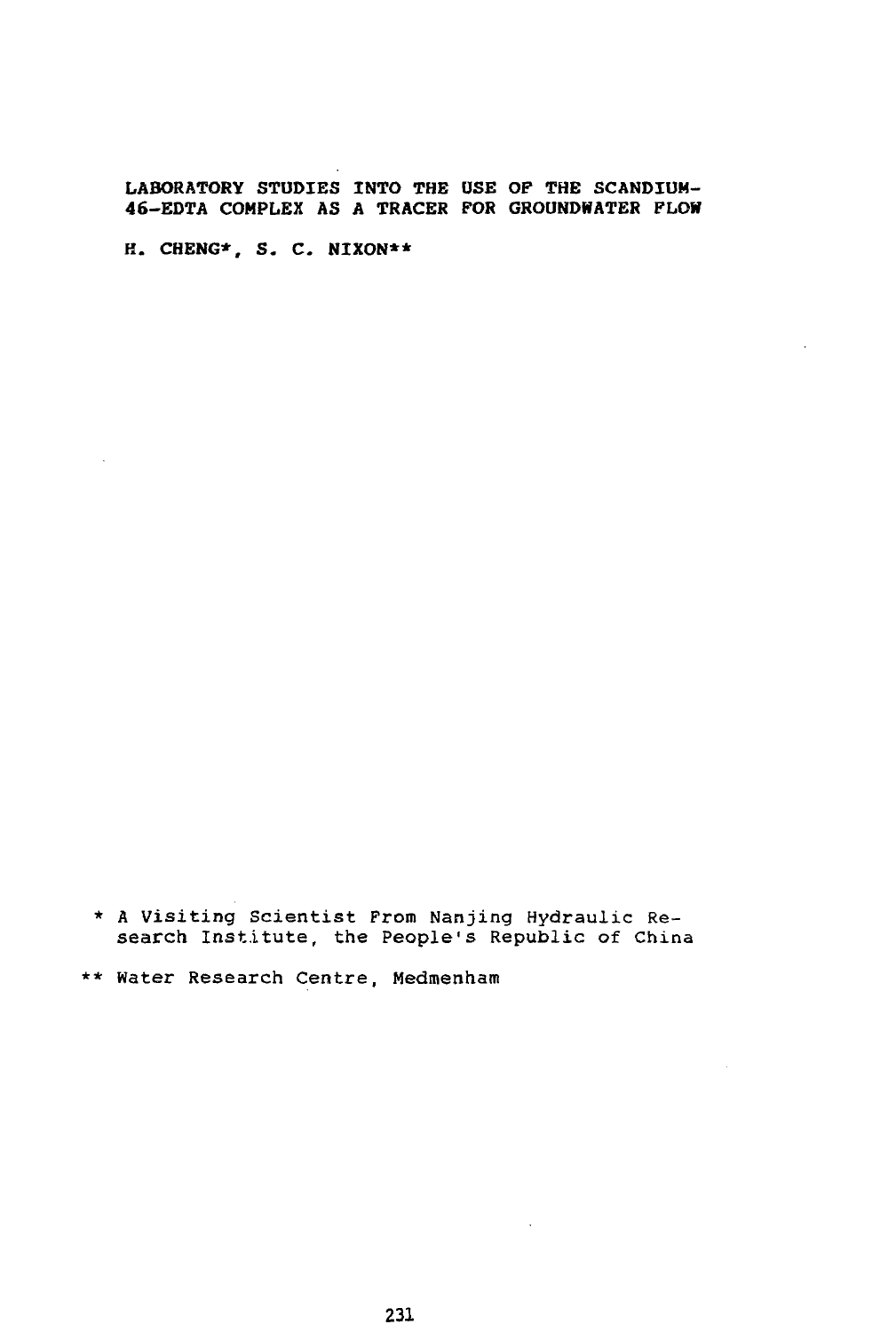# LABORATORY STUDIES INTO THE USE OF THE SCANDIUM-46-EDTA COMPLEX AS A TRACER FOR GROUNDWATER FLOW

H. CHENG*, S. C. NIXON**

\* A Visiting Scientist From Nanjing Hydraulic Research Institute, the People's Republic of China

\*\* Water Research Centre, Medmenham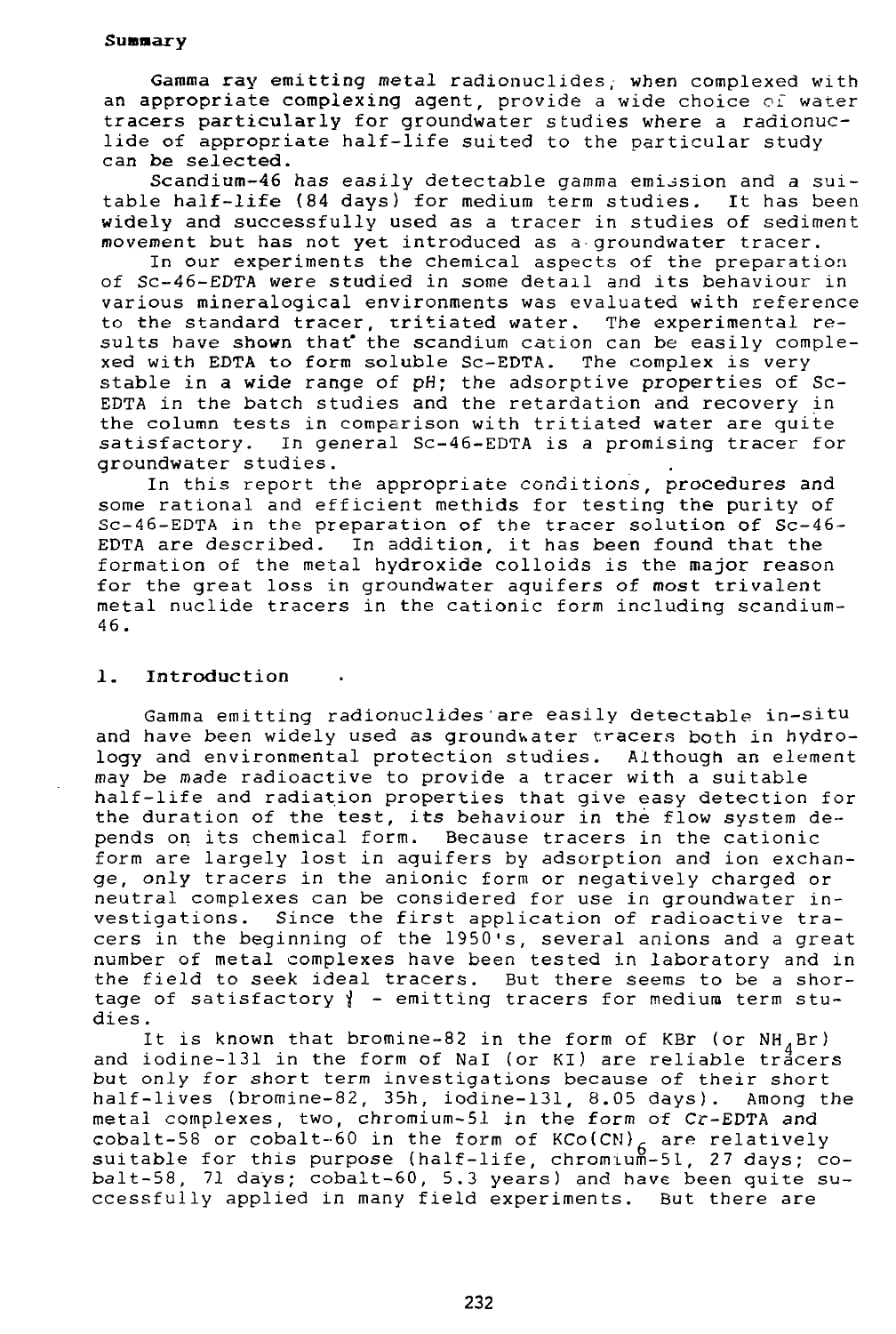**Summary**

Gamma ray emitting metal radionuclides, when complexed with an appropriate complexing agent, provide a wide choice of water tracers particularly for groundwater studies where a radionuclide of appropriate half-life suited to the particular study can be selected.

Scandium-46 has easily detectable gamma emission and a suitable half-life (84 days) for medium term studies. It has been widely and successfully used as a tracer in studies of sediment movement but has not yet introduced as a groundwater tracer.

In our experiments the chemical aspects of the preparation of Sc-46-EDTA were studied in some detail and its behaviour in various mineralogical environments was evaluated with reference to the standard tracer, tritiated water. The experimental results have shown that the scandium cation can be easily complexed with EDTA to form soluble Sc-EDTA. The complex is very stable in a wide range of pH; the adsorptive properties of Sc-EDTA in the batch studies and the retardation and recovery in the column tests in comparison with tritiated water are quite satisfactory. In general Sc-46-EDTA is a promising tracer for groundwater studies.

In this report the appropriate conditions, procedures and some rational and efficient methids for testing the purity of Sc-46-EDTA in the preparation of the tracer solution of Sc-46-EDTA are described. In addition, it has been found that the formation of the metal hydroxide colloids is the major reason for the great loss in groundwater aquifers of most trivalent metal nuclide tracers in the cationic form including scandium-46.

## 1. Introduction

Gamma emitting radionuclides are easily detectable in-situ and have been widely used as groundwater tracers both in hydrology and environmental protection studies. Although an element may be made radioactive to provide a tracer with a suitable half-life and radiation properties that give easy detection for the duration of the test, its behaviour in the flow system depends on its chemical form. Because tracers in the cationic form are largely lost in aquifers by adsorption and ion exchange, only tracers in the anionic form or negatively charged or neutral complexes can be considered for use in groundwater investigations. Since the first application of radioactive tracers in the beginning of the 1950's, several anions and a great number of metal complexes have been tested in laboratory and in the field to seek ideal tracers. But there seems to be a shortage of satisfactory $\gamma$ - emitting tracers for medium term studies.

It is known that bromine-82 in the form of KBr (or $NH_4Br$) and iodine-131 in the form of NaI (or KI) are reliable tracers but only for short term investigations because of their short half-lives (bromine-82, 35h, iodine-131, 8.05 days). Among the metal complexes, two, chromium-51 in the form of Cr-EDTA and cobalt-58 or cobalt-60 in the form of $KCo(CN)_6$ are relatively suitable for this purpose (half-life, chromium-51, 27 days; cobalt-58, 71 days; cobalt-60, 5.3 years) and have been quite successfully applied in many field experiments. But there are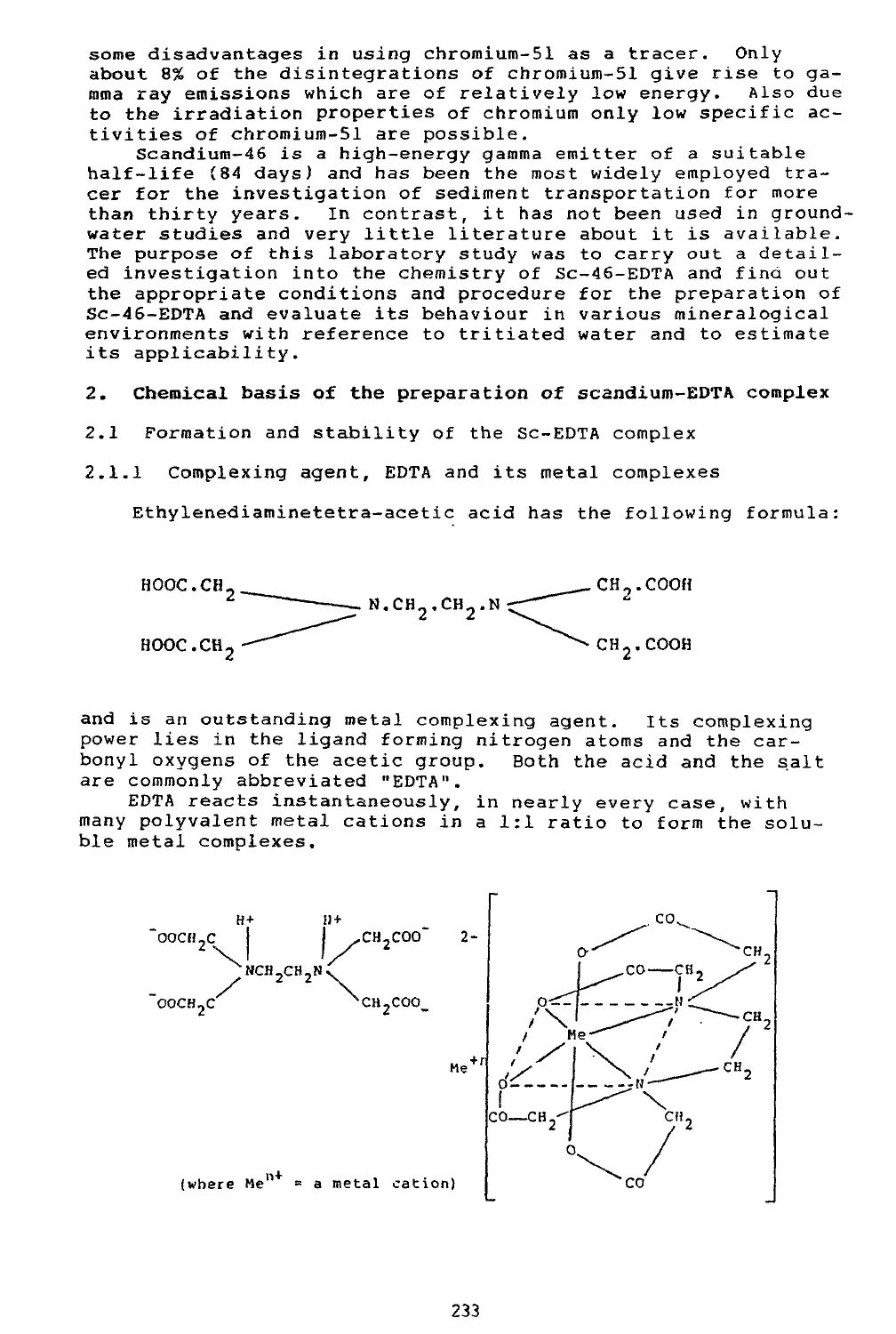some disadvantages in using chromium-51 as a tracer. Only about 8% of the disintegrations of chromium-51 give rise to gamma ray emissions which are of relatively low energy. Also due to the irradiation properties of chromium only low specific activities of chromium-51 are possible.

Scandium-46 is a high-energy gamma emitter of a suitable half-life (84 days) and has been the most widely employed tracer for the investigation of sediment transportation for more than thirty years. In contrast, it has not been used in groundwater studies and very little literature about it is available. The purpose of this laboratory study was to carry out a detailed investigation into the chemistry of Sc-46-EDTA and find out the appropriate conditions and procedure for the preparation of Sc-46-EDTA and evaluate its behaviour in various mineralogical environments with reference to tritiated water and to estimate its applicability.

## 2. Chemical basis of the preparation of scandium-EDTA complex

### 2.1 Formation and stability of the Sc-EDTA complex

#### 2.1.1 Complexing agent, EDTA and its metal complexes

Ethylenediaminetetra-acetic acid has the following formula:

$$(HOOC.CH_2)_2N.CH_2.CH_2.N(CH_2.COOH)_2$$

and is an outstanding metal complexing agent. Its complexing power lies in the ligand forming nitrogen atoms and the carbonyl oxygens of the acetic group. Both the acid and the salt are commonly abbreviated "EDTA".

EDTA reacts instantaneously, in nearly every case, with many polyvalent metal cations in a 1:1 ratio to form the soluble metal complexes.

$$({}^{-}OOCH_2C)_2\overset{H+}{N}CH_2CH_2\overset{H+}{N}(CH_2COO^{-})_2 \quad Me^{+n} \quad 2- \quad [\text{Me-EDTA complex}]$$

(where $Me^{n+}$ = a metal cation)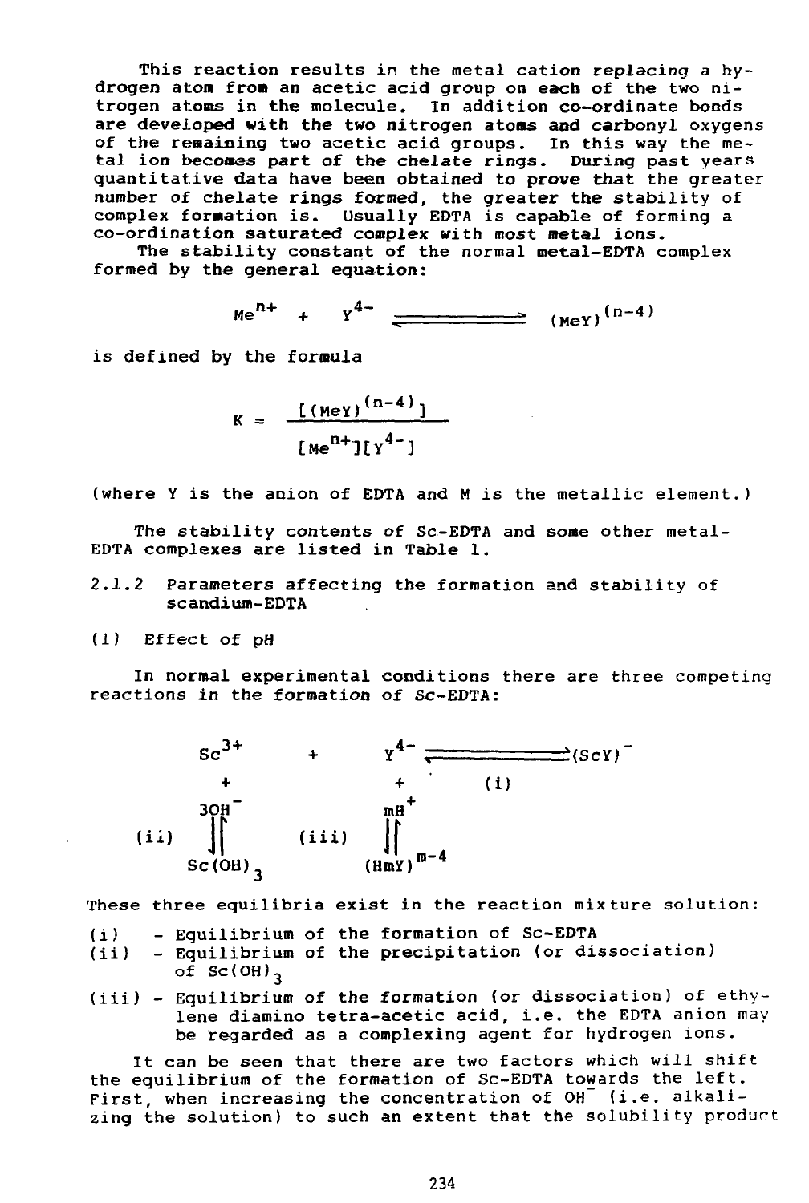This reaction results in the metal cation replacing a hydrogen atom from an acetic acid group on each of the two nitrogen atoms in the molecule. In addition co-ordinate bonds are developed with the two nitrogen atoms and carbonyl oxygens of the remaining two acetic acid groups. In this way the metal ion becomes part of the chelate rings. During past years quantitative data have been obtained to prove that the greater number of chelate rings formed, the greater the stability of complex formation is. Usually EDTA is capable of forming a co-ordination saturated complex with most metal ions.

The stability constant of the normal metal-EDTA complex formed by the general equation:

$$Me^{n+} + Y^{4-} \rightleftharpoons (MeY)^{(n-4)}$$

is defined by the formula

$$K = \frac{[(MeY)^{(n-4)}]}{[Me^{n+}][Y^{4-}]}$$

(where Y is the anion of EDTA and M is the metallic element.)

The stability contents of Sc-EDTA and some other metal-EDTA complexes are listed in Table 1.

### 2.1.2 Parameters affecting the formation and stability of scandium-EDTA

(1) Effect of pH

In normal experimental conditions there are three competing reactions in the formation of Sc-EDTA:

$$\begin{array}{ccccc}
Sc^{3+} & + & Y^{4-} & \rightleftharpoons & (ScY)^{-} \\
+ & & + & & \text{(i)} \\
3OH^{-} & & mH^{+} & & \\
\text{(ii)} \ \Downarrow\Uparrow & & \text{(iii)} \ \Downarrow\Uparrow & & \\
Sc(OH)_3 & & (HmY)^{m-4} & &
\end{array}$$

These three equilibria exist in the reaction mixture solution:

(i) - Equilibrium of the formation of Sc-EDTA

(ii) - Equilibrium of the precipitation (or dissociation) of $Sc(OH)_3$

(iii) - Equilibrium of the formation (or dissociation) of ethylene diamino tetra-acetic acid, i.e. the EDTA anion may be regarded as a complexing agent for hydrogen ions.

It can be seen that there are two factors which will shift the equilibrium of the formation of Sc-EDTA towards the left. First, when increasing the concentration of $OH^-$ (i.e. alkalizing the solution) to such an extent that the solubility product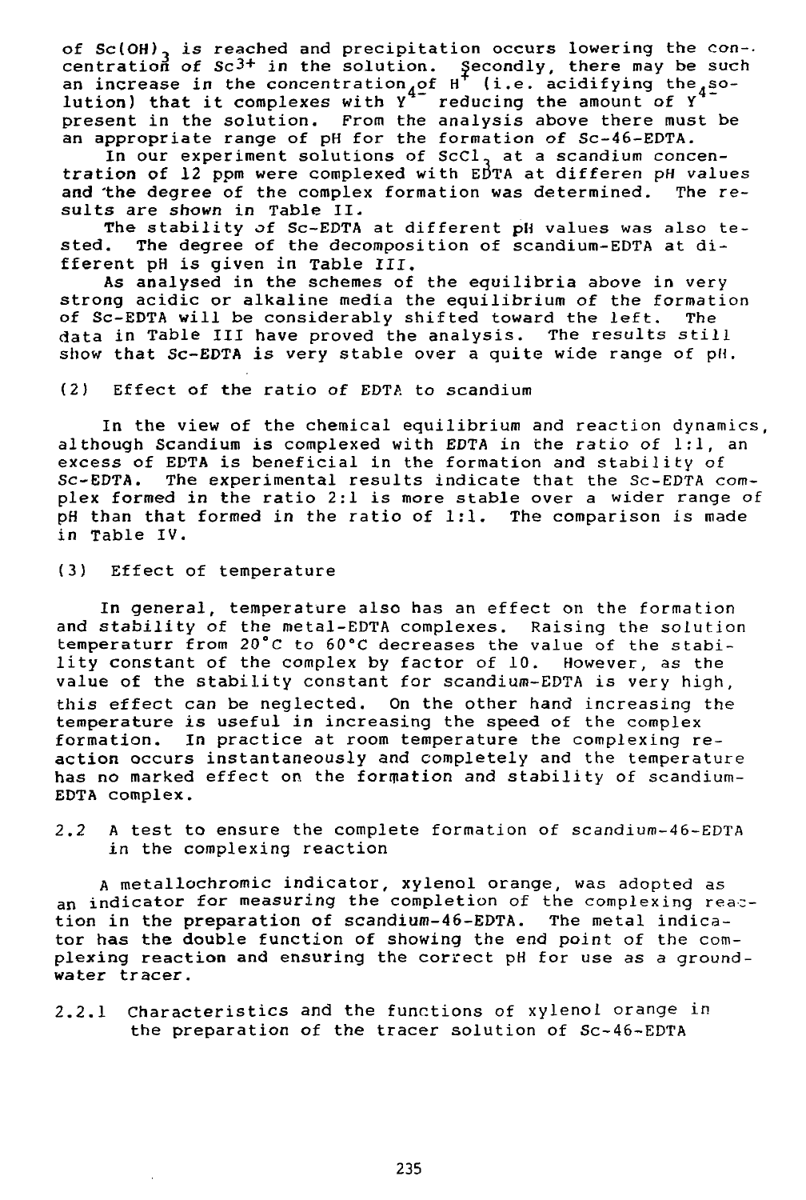of $Sc(OH)_3$ is reached and precipitation occurs lowering the concentration of $Sc^{3+}$ in the solution. Secondly, there may be such an increase in the concentration of $H^+$ (i.e. acidifying the solution) that it complexes with $Y^{4-}$ reducing the amount of $Y^{4-}$ present in the solution. From the analysis above there must be an appropriate range of pH for the formation of Sc-46-EDTA.

In our experiment solutions of $ScCl_3$ at a scandium concentration of 12 ppm were complexed with EDTA at differen pH values and the degree of the complex formation was determined. The results are shown in Table II.

The stability of Sc-EDTA at different pH values was also tested. The degree of the decomposition of scandium-EDTA at different pH is given in Table III.

As analysed in the schemes of the equilibria above in very strong acidic or alkaline media the equilibrium of the formation of Sc-EDTA will be considerably shifted toward the left. The data in Table III have proved the analysis. The results still show that Sc-EDTA is very stable over a quite wide range of pH.

(2) Effect of the ratio of EDTA to scandium

In the view of the chemical equilibrium and reaction dynamics, although Scandium is complexed with EDTA in the ratio of 1:1, an excess of EDTA is beneficial in the formation and stability of Sc-EDTA. The experimental results indicate that the Sc-EDTA complex formed in the ratio 2:1 is more stable over a wider range of pH than that formed in the ratio of 1:1. The comparison is made in Table IV.

(3) Effect of temperature

In general, temperature also has an effect on the formation and stability of the metal-EDTA complexes. Raising the solution temperaturr from 20°C to 60°C decreases the value of the stability constant of the complex by factor of 10. However, as the value of the stability constant for scandium-EDTA is very high, this effect can be neglected. On the other hand increasing the temperature is useful in increasing the speed of the complex formation. In practice at room temperature the complexing reaction occurs instantaneously and completely and the temperature has no marked effect on the formation and stability of scandium-EDTA complex.

## 2.2 A test to ensure the complete formation of scandium-46-EDTA in the complexing reaction

A metallochromic indicator, xylenol orange, was adopted as an indicator for measuring the completion of the complexing reaction in the preparation of scandium-46-EDTA. The metal indicator has the double function of showing the end point of the complexing reaction and ensuring the correct pH for use as a groundwater tracer.

### 2.2.1 Characteristics and the functions of xylenol orange in the preparation of the tracer solution of Sc-46-EDTA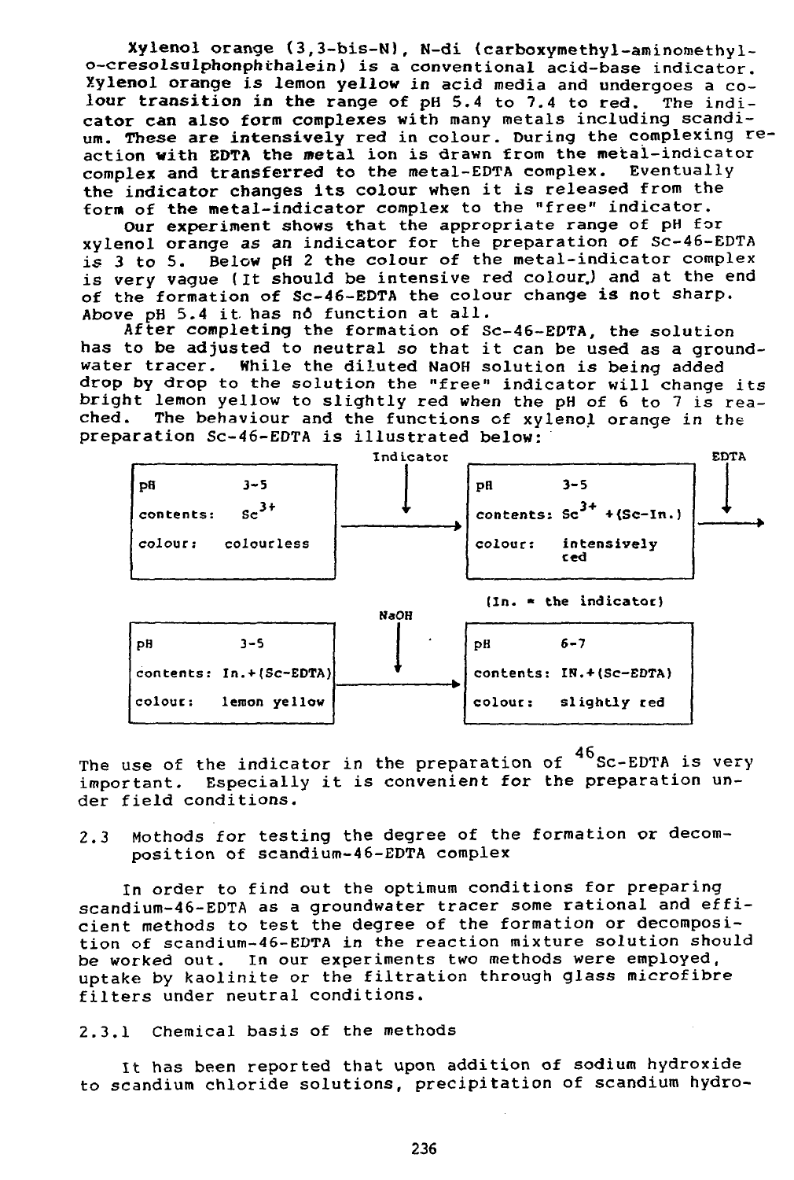Xylenol orange (3,3-bis-N), N-di (carboxymethyl-aminomethyl-o-cresolsulphonphthalein) is a conventional acid-base indicator. Xylenol orange is lemon yellow in acid media and undergoes a colour transition in the range of pH 5.4 to 7.4 to red. The indicator can also form complexes with many metals including scandium. These are intensively red in colour. During the complexing reaction with EDTA the metal ion is drawn from the metal-indicator complex and transferred to the metal-EDTA complex. Eventually the indicator changes its colour when it is released from the form of the metal-indicator complex to the "free" indicator.

Our experiment shows that the appropriate range of pH for xylenol orange as an indicator for the preparation of Sc-46-EDTA is 3 to 5. Below pH 2 the colour of the metal-indicator complex is very vague (It should be intensive red colour,) and at the end of the formation of Sc-46-EDTA the colour change is not sharp. Above pH 5.4 it has nô function at all.

After completing the formation of Sc-46-EDTA, the solution has to be adjusted to neutral so that it can be used as a groundwater tracer. While the diluted NaOH solution is being added drop by drop to the solution the "free" indicator will change its bright lemon yellow to slightly red when the pH of 6 to 7 is reached. The behaviour and the functions of xylenol orange in the preparation Sc-46-EDTA is illustrated below:

| | | Step | | |
|---|---|---|---|---|
| pH | 3-5 | → Indicator → | pH | 3-5 |
| contents: | $Sc^{3+}$ | | contents: | $Sc^{3+}$ + (Sc-In.) |
| colour: | colourless | | colour: | intensively red |

→ EDTA →

(In. = the indicator)

| | | Step | | |
|---|---|---|---|---|
| pH | 3-5 | → NaOH → | pH | 6-7 |
| contents: | In.+(Sc-EDTA) | | contents: | IN.+(Sc-EDTA) |
| colour: | lemon yellow | | colour: | slightly red |

The use of the indicator in the preparation of $^{46}$Sc-EDTA is very important. Especially it is convenient for the preparation under field conditions.

### 2.3 Mothods for testing the degree of the formation or decomposition of scandium-46-EDTA complex

In order to find out the optimum conditions for preparing scandium-46-EDTA as a groundwater tracer some rational and efficient methods to test the degree of the formation or decomposition of scandium-46-EDTA in the reaction mixture solution should be worked out. In our experiments two methods were employed, uptake by kaolinite or the filtration through glass microfibre filters under neutral conditions.

#### 2.3.1 Chemical basis of the methods

It has been reported that upon addition of sodium hydroxide to scandium chloride solutions, precipitation of scandium hydro-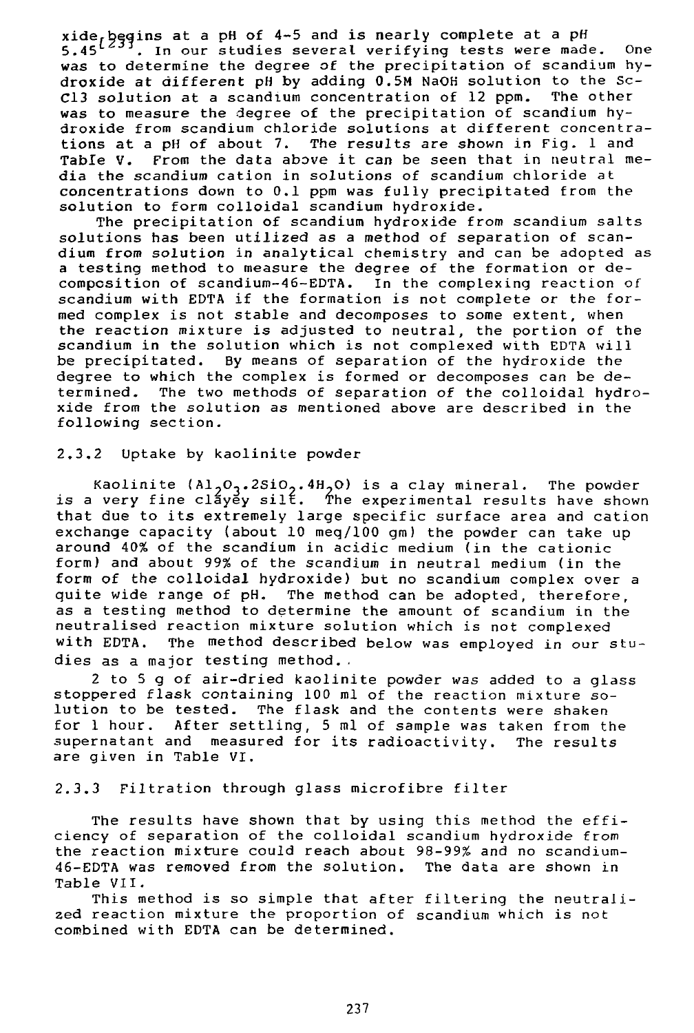xide begins at a pH of 4-5 and is nearly complete at a pH 5.45[23]. In our studies several verifying tests were made. One was to determine the degree of the precipitation of scandium hydroxide at different pH by adding 0.5M NaOH solution to the $ScCl_3$ solution at a scandium concentration of 12 ppm. The other was to measure the degree of the precipitation of scandium hydroxide from scandium chloride solutions at different concentrations at a pH of about 7. The results are shown in Fig. 1 and Table V. From the data above it can be seen that in neutral media the scandium cation in solutions of scandium chloride at concentrations down to 0.1 ppm was fully precipitated from the solution to form colloidal scandium hydroxide.

The precipitation of scandium hydroxide from scandium salts solutions has been utilized as a method of separation of scandium from solution in analytical chemistry and can be adopted as a testing method to measure the degree of the formation or decomposition of scandium-46-EDTA. In the complexing reaction of scandium with EDTA if the formation is not complete or the formed complex is not stable and decomposes to some extent, when the reaction mixture is adjusted to neutral, the portion of the scandium in the solution which is not complexed with EDTA will be precipitated. By means of separation of the hydroxide the degree to which the complex is formed or decomposes can be determined. The two methods of separation of the colloidal hydroxide from the solution as mentioned above are described in the following section.

### 2.3.2 Uptake by kaolinite powder

Kaolinite ($Al_2O_3.2SiO_2.4H_2O$) is a clay mineral. The powder is a very fine clayey silt. The experimental results have shown that due to its extremely large specific surface area and cation exchange capacity (about 10 meq/100 gm) the powder can take up around 40% of the scandium in acidic medium (in the cationic form) and about 99% of the scandium in neutral medium (in the form of the colloidal hydroxide) but no scandium complex over a quite wide range of pH. The method can be adopted, therefore, as a testing method to determine the amount of scandium in the neutralised reaction mixture solution which is not complexed with EDTA. The method described below was employed in our studies as a major testing method.

2 to 5 g of air-dried kaolinite powder was added to a glass stoppered flask containing 100 ml of the reaction mixture solution to be tested. The flask and the contents were shaken for 1 hour. After settling, 5 ml of sample was taken from the supernatant and measured for its radioactivity. The results are given in Table VI.

### 2.3.3 Filtration through glass microfibre filter

The results have shown that by using this method the efficiency of separation of the colloidal scandium hydroxide from the reaction mixture could reach about 98-99% and no scandium-46-EDTA was removed from the solution. The data are shown in Table VII.

This method is so simple that after filtering the neutralized reaction mixture the proportion of scandium which is not combined with EDTA can be determined.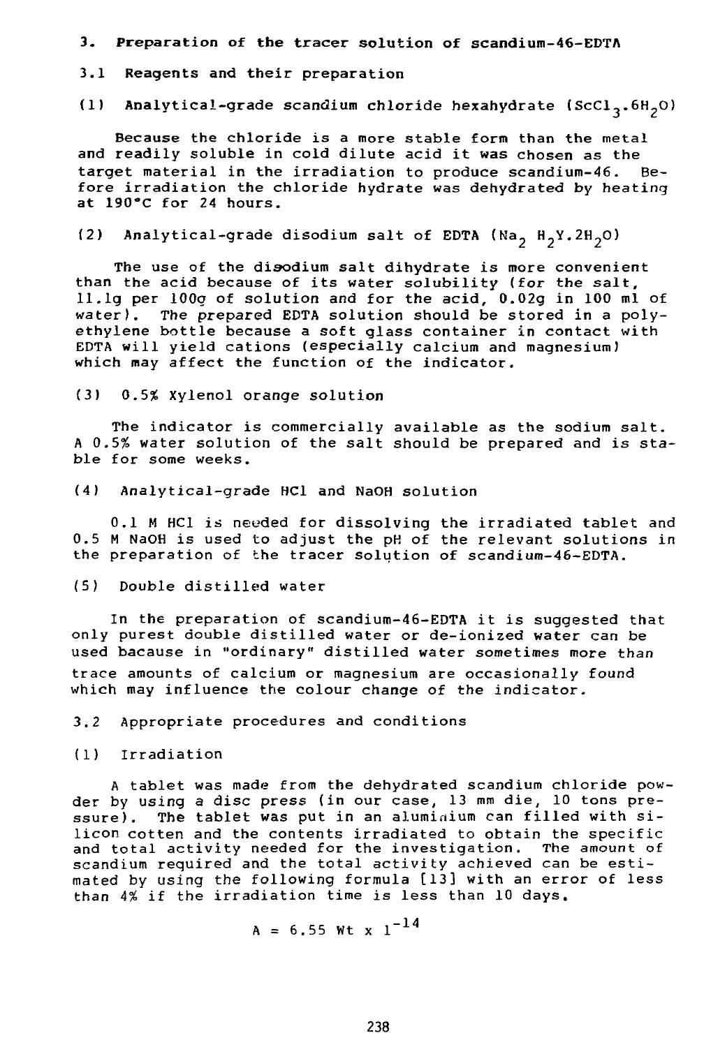## 3. Preparation of the tracer solution of scandium-46-EDTA

### 3.1 Reagents and their preparation

(1) Analytical-grade scandium chloride hexahydrate ($ScCl_3.6H_2O$)

Because the chloride is a more stable form than the metal and readily soluble in cold dilute acid it was chosen as the target material in the irradiation to produce scandium-46. Before irradiation the chloride hydrate was dehydrated by heating at 190°C for 24 hours.

(2) Analytical-grade disodium salt of EDTA ($Na_2\ H_2Y.2H_2O$)

The use of the disodium salt dihydrate is more convenient than the acid because of its water solubility (for the salt, 11.1g per 100g of solution and for the acid, 0.02g in 100 ml of water). The prepared EDTA solution should be stored in a polyethylene bottle because a soft glass container in contact with EDTA will yield cations (especially calcium and magnesium) which may affect the function of the indicator.

(3) 0.5% Xylenol orange solution

The indicator is commercially available as the sodium salt. A 0.5% water solution of the salt should be prepared and is stable for some weeks.

(4) Analytical-grade HCl and NaOH solution

0.1 M HCl is needed for dissolving the irradiated tablet and 0.5 M NaOH is used to adjust the pH of the relevant solutions in the preparation of the tracer solution of scandium-46-EDTA.

(5) Double distilled water

In the preparation of scandium-46-EDTA it is suggested that only purest double distilled water or de-ionized water can be used bacause in "ordinary" distilled water sometimes more than trace amounts of calcium or magnesium are occasionally found which may influence the colour change of the indicator.

### 3.2 Appropriate procedures and conditions

(1) Irradiation

A tablet was made from the dehydrated scandium chloride powder by using a disc press (in our case, 13 mm die, 10 tons pressure). The tablet was put in an aluminium can filled with silicon cotten and the contents irradiated to obtain the specific and total activity needed for the investigation. The amount of scandium required and the total activity achieved can be estimated by using the following formula [13] with an error of less than 4% if the irradiation time is less than 10 days.

$$A = 6.55\ Wt\ x\ 1^{-14}$$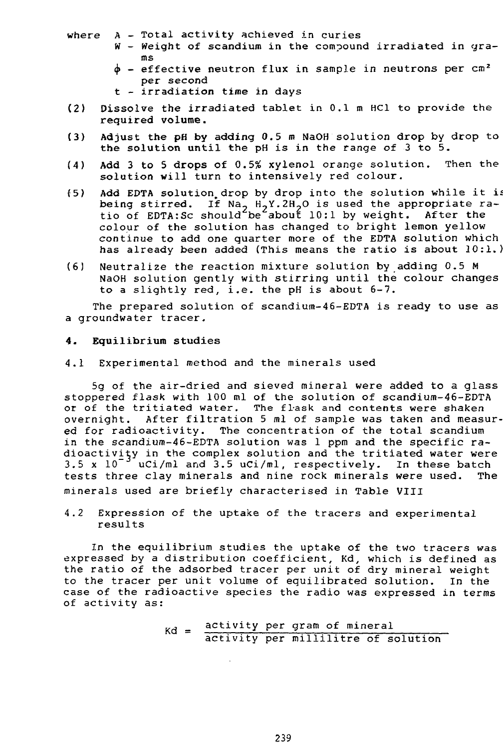where A - Total activity achieved in curies

W - Weight of scandium in the compound irradiated in grams

$\phi$ - effective neutron flux in sample in neutrons per $cm^2$ per second

t - irradiation time in days

(2) Dissolve the irradiated tablet in 0.1 m HCl to provide the required volume.

(3) Adjust the pH by adding 0.5 m NaOH solution drop by drop to the solution until the pH is in the range of 3 to 5.

(4) Add 3 to 5 drops of 0.5% xylenol orange solution. Then the solution will turn to intensively red colour.

(5) Add EDTA solution drop by drop into the solution while it is being stirred. If $Na_2H_2Y.2H_2O$ is used the appropriate ratio of EDTA:Sc should be about 10:1 by weight. After the colour of the solution has changed to bright lemon yellow continue to add one quarter more of the EDTA solution which has already been added (This means the ratio is about 10:1.)

(6) Neutralize the reaction mixture solution by adding 0.5 M NaOH solution gently with stirring until the colour changes to a slightly red, i.e. the pH is about 6-7.

The prepared solution of scandium-46-EDTA is ready to use as a groundwater tracer.

## 4. Equilibrium studies

### 4.1 Experimental method and the minerals used

5g of the air-dried and sieved mineral were added to a glass stoppered flask with 100 ml of the solution of scandium-46-EDTA or of the tritiated water. The flask and contents were shaken overnight. After filtration 5 ml of sample was taken and measured for radioactivity. The concentration of the total scandium in the scandium-46-EDTA solution was 1 ppm and the specific radioactivity in the complex solution and the tritiated water were $3.5 \times 10^{-3}$ uCi/ml and 3.5 uCi/ml, respectively. In these batch tests three clay minerals and nine rock minerals were used. The minerals used are briefly characterised in Table VIII

### 4.2 Expression of the uptake of the tracers and experimental results

In the equilibrium studies the uptake of the two tracers was expressed by a distribution coefficient, Kd, which is defined as the ratio of the adsorbed tracer per unit of dry mineral weight to the tracer per unit volume of equilibrated solution. In the case of the radioactive species the radio was expressed in terms of activity as:

$$Kd = \frac{\text{activity per gram of mineral}}{\text{activity per millilitre of solution}}$$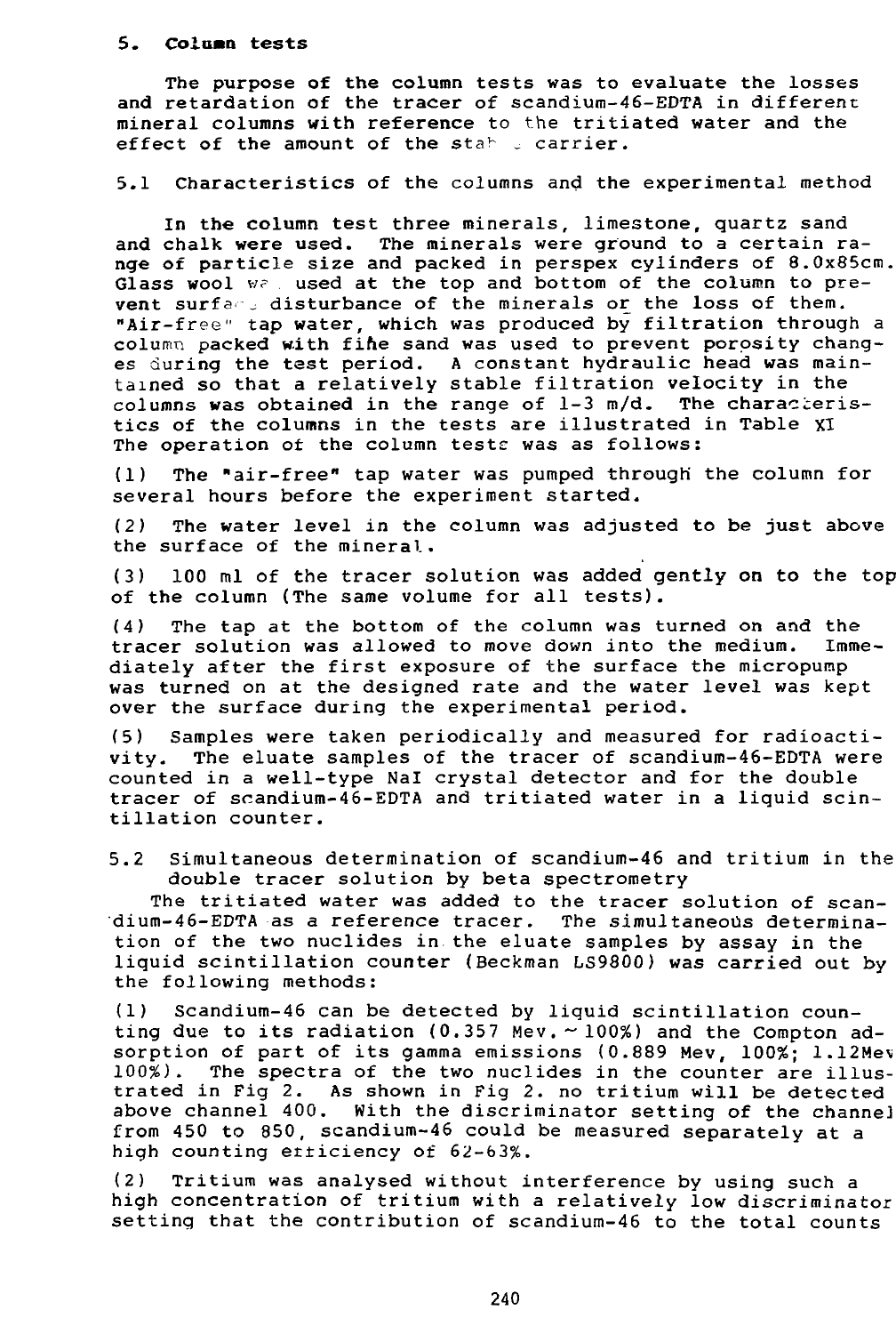## 5. Column tests

The purpose of the column tests was to evaluate the losses and retardation of the tracer of scandium-46-EDTA in different mineral columns with reference to the tritiated water and the effect of the amount of the stable carrier.

### 5.1 Characteristics of the columns and the experimental method

In the column test three minerals, limestone, quartz sand and chalk were used. The minerals were ground to a certain range of particle size and packed in perspex cylinders of 8.0x85cm. Glass wool was used at the top and bottom of the column to prevent surface disturbance of the minerals or the loss of them. "Air-free" tap water, which was produced by filtration through a column packed with fine sand was used to prevent porosity changes during the test period. A constant hydraulic head was maintained so that a relatively stable filtration velocity in the columns was obtained in the range of 1-3 m/d. The characteristics of the columns in the tests are illustrated in Table XI The operation of the column tests was as follows:

(1) The "air-free" tap water was pumped through the column for several hours before the experiment started.

(2) The water level in the column was adjusted to be just above the surface of the mineral.

(3) 100 ml of the tracer solution was added gently on to the top of the column (The same volume for all tests).

(4) The tap at the bottom of the column was turned on and the tracer solution was allowed to move down into the medium. Immediately after the first exposure of the surface the micropump was turned on at the designed rate and the water level was kept over the surface during the experimental period.

(5) Samples were taken periodically and measured for radioactivity. The eluate samples of the tracer of scandium-46-EDTA were counted in a well-type NaI crystal detector and for the double tracer of scandium-46-EDTA and tritiated water in a liquid scintillation counter.

### 5.2 Simultaneous determination of scandium-46 and tritium in the double tracer solution by beta spectrometry

The tritiated water was added to the tracer solution of scandium-46-EDTA as a reference tracer. The simultaneous determination of the two nuclides in the eluate samples by assay in the liquid scintillation counter (Beckman LS9800) was carried out by the following methods:

(1) Scandium-46 can be detected by liquid scintillation counting due to its radiation (0.357 Mev. ~ 100%) and the Compton adsorption of part of its gamma emissions (0.889 Mev, 100%; 1.12Mev 100%). The spectra of the two nuclides in the counter are illustrated in Fig 2. As shown in Fig 2. no tritium will be detected above channel 400. With the discriminator setting of the channel from 450 to 850, scandium-46 could be measured separately at a high counting efficiency of 62-63%.

(2) Tritium was analysed without interference by using such a high concentration of tritium with a relatively low discriminator setting that the contribution of scandium-46 to the total counts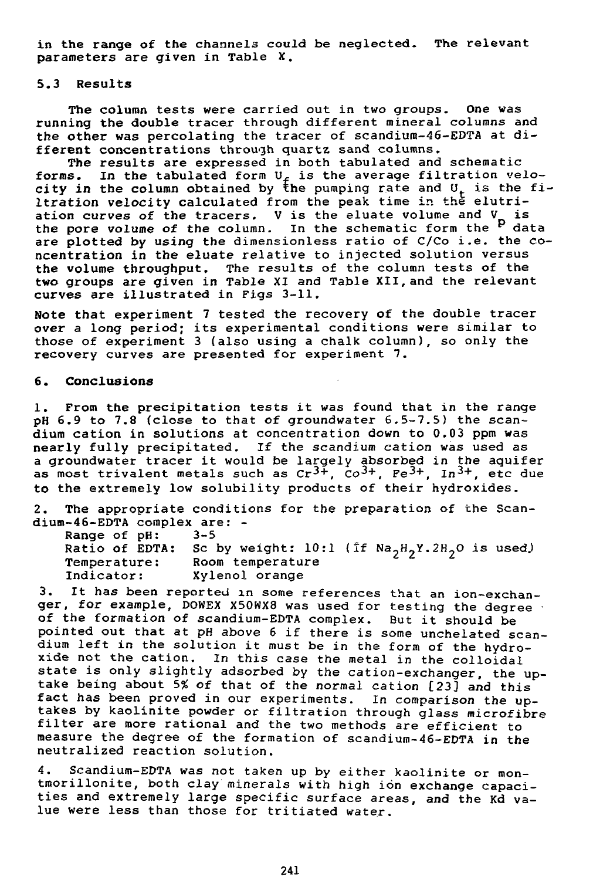in the range of the channels could be neglected. The relevant parameters are given in Table X.

### 5.3 Results

The column tests were carried out in two groups. One was running the double tracer through different mineral columns and the other was percolating the tracer of scandium-46-EDTA at different concentrations through quartz sand columns.

The results are expressed in both tabulated and schematic forms. In the tabulated form $U_f$ is the average filtration velocity in the column obtained by the pumping rate and $U_t$ is the filtration velocity calculated from the peak time in the elutriation curves of the tracers. V is the eluate volume and $V_p$ is the pore volume of the column. In the schematic form the data are plotted by using the dimensionless ratio of C/Co i.e. the concentration in the eluate relative to injected solution versus the volume throughput. The results of the column tests of the two groups are given in Table XI and Table XII, and the relevant curves are illustrated in Figs 3-11.

Note that experiment 7 tested the recovery of the double tracer over a long period; its experimental conditions were similar to those of experiment 3 (also using a chalk column), so only the recovery curves are presented for experiment 7.

## 6. Conclusions

1. From the precipitation tests it was found that in the range pH 6.9 to 7.8 (close to that of groundwater 6.5-7.5) the scandium cation in solutions at concentration down to 0.03 ppm was nearly fully precipitated. If the scandium cation was used as a groundwater tracer it would be largely absorbed in the aquifer as most trivalent metals such as $Cr^{3+}$, $Co^{3+}$, $Fe^{3+}$, $In^{3+}$, etc due to the extremely low solubility products of their hydroxides.

2. The appropriate conditions for the preparation of the Scandium-46-EDTA complex are: -

   Range of pH: 3-5
   Ratio of EDTA: Sc by weight: 10:1 (if $Na_2H_2Y.2H_2O$ is used)
   Temperature: Room temperature
   Indicator: Xylenol orange

3. It has been reported in some references that an ion-exchanger, for example, DOWEX X50WX8 was used for testing the degree of the formation of scandium-EDTA complex. But it should be pointed out that at pH above 6 if there is some unchelated scandium left in the solution it must be in the form of the hydroxide not the cation. In this case the metal in the colloidal state is only slightly adsorbed by the cation-exchanger, the uptake being about 5% of that of the normal cation [23] and this fact has been proved in our experiments. In comparison the uptakes by kaolinite powder or filtration through glass microfibre filter are more rational and the two methods are efficient to measure the degree of the formation of scandium-46-EDTA in the neutralized reaction solution.

4. Scandium-EDTA was not taken up by either kaolinite or montmorillonite, both clay minerals with high ion exchange capacities and extremely large specific surface areas, and the Kd value were less than those for tritiated water.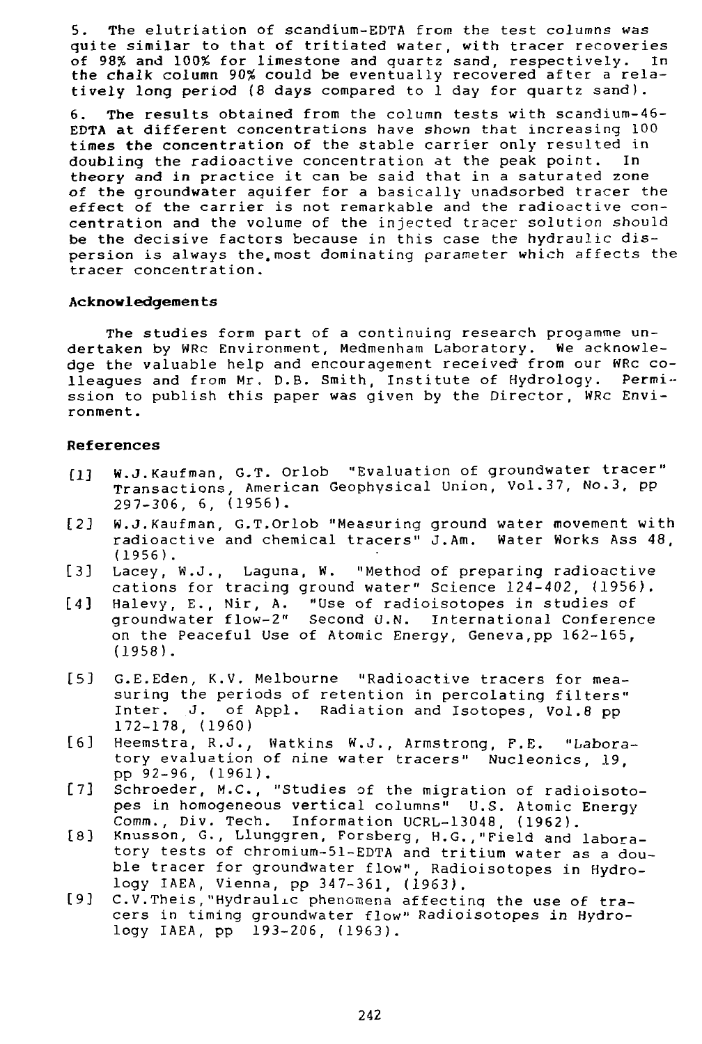5. The elutriation of scandium-EDTA from the test columns was quite similar to that of tritiated water, with tracer recoveries of 98% and 100% for limestone and quartz sand, respectively. In the chalk column 90% could be eventually recovered after a relatively long period (8 days compared to 1 day for quartz sand).

6. The results obtained from the column tests with scandium-46-EDTA at different concentrations have shown that increasing 100 times the concentration of the stable carrier only resulted in doubling the radioactive concentration at the peak point. In theory and in practice it can be said that in a saturated zone of the groundwater aquifer for a basically unadsorbed tracer the effect of the carrier is not remarkable and the radioactive concentration and the volume of the injected tracer solution should be the decisive factors because in this case the hydraulic dispersion is always the most dominating parameter which affects the tracer concentration.

## Acknowledgements

The studies form part of a continuing research progamme undertaken by WRc Environment, Medmenham Laboratory. We acknowledge the valuable help and encouragement received from our WRc colleagues and from Mr. D.B. Smith, Institute of Hydrology. Permission to publish this paper was given by the Director, WRc Environment.

## References

[1] W.J.Kaufman, G.T. Orlob "Evaluation of groundwater tracer" Transactions, American Geophysical Union, Vol.37, No.3, pp 297-306, 6, (1956).

[2] W.J.Kaufman, G.T.Orlob "Measuring ground water movement with radioactive and chemical tracers" J.Am. Water Works Ass 48, (1956).

[3] Lacey, W.J., Laguna, W. "Method of preparing radioactive cations for tracing ground water" Science 124-402, (1956).

[4] Halevy, E., Nir, A. "Use of radioisotopes in studies of groundwater flow-2" Second U.N. International Conference on the Peaceful Use of Atomic Energy, Geneva, pp 162-165, (1958).

[5] G.E.Eden, K.V. Melbourne "Radioactive tracers for measuring the periods of retention in percolating filters" Inter. J. of Appl. Radiation and Isotopes, Vol.8 pp 172-178, (1960)

[6] Heemstra, R.J., Watkins W.J., Armstrong, F.E. "Laboratory evaluation of nine water tracers" Nucleonics, 19, pp 92-96, (1961).

[7] Schroeder, M.C., "Studies of the migration of radioisotopes in homogeneous vertical columns" U.S. Atomic Energy Comm., Div. Tech. Information UCRL-13048, (1962).

[8] Knusson, G., Llunggren, Forsberg, H.G.,"Field and laboratory tests of chromium-51-EDTA and tritium water as a double tracer for groundwater flow", Radioisotopes in Hydrology IAEA, Vienna, pp 347-361, (1963).

[9] C.V.Theis,"Hydraulic phenomena affecting the use of tracers in timing groundwater flow" Radioisotopes in Hydrology IAEA, pp 193-206, (1963).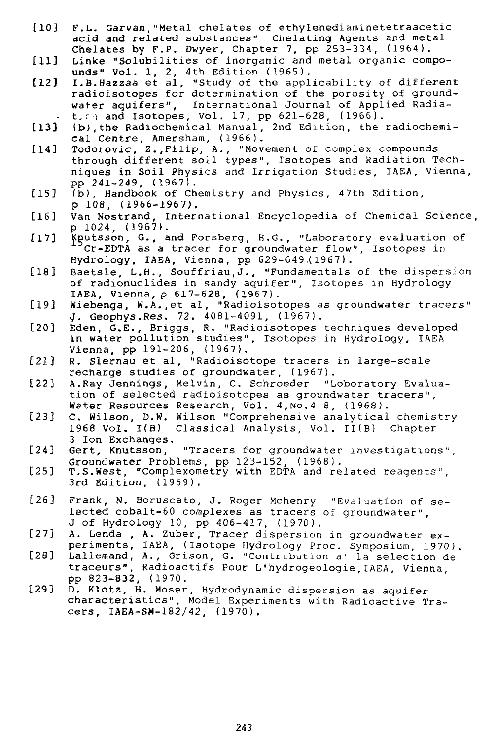[10] F.L. Garvan,"Metal chelates of ethylenediaminetetraacetic acid and related substances" Chelating Agents and metal Chelates by F.P. Dwyer, Chapter 7, pp 253-334, (1964).

[11] Linke "Solubilities of inorganic and metal organic compounds" Vol. 1, 2, 4th Edition (1965).

[12] I.B.Hazzaa et al, "Study of the applicability of different radioisotopes for determination of the porosity of groundwater aquifers", International Journal of Applied Radiation and Isotopes, Vol. 17, pp 621-628, (1966).

[13] (b),the Radiochemical Manual, 2nd Edition, the radiochemical Centre, Amersham, (1966).

[14] Todorovic, Z.,Filip, A., "Movement of complex compounds through different soil types", Isotopes and Radiation Techniques in Soil Physics and Irrigation Studies, IAEA, Vienna, pp 241-249, (1967).

[15] (b), Handbook of Chemistry and Physics, 47th Edition, p 108, (1966-1967).

[16] Van Nostrand, International Encyclopedia of Chemical Science, p 1024, (1967).

[17] Knutsson, G., and Forsberg, H.G., "Laboratory evaluation of $^{51}$Cr-EDTA as a tracer for groundwater flow", Isotopes in Hydrology, IAEA, Vienna, pp 629-649.(1967).

[18] Baetsle, L.H., Souffriau,J., "Fundamentals of the dispersion of radionuclides in sandy aquifer", Isotopes in Hydrology IAEA, Vienna, p 617-628, (1967).

[19] Wiebenga, W.A.,et al, "Radioisotopes as groundwater tracers" J. Geophys.Res. 72. 4081-4091, (1967).

[20] Eden, G.E., Briggs, R. "Radioisotopes techniques developed in water pollution studies", Isotopes in Hydrology, IAEA Vienna, pp 191-206, (1967).

[21] R. Slernau et al, "Radioisotope tracers in large-scale recharge studies of groundwater, (1967).

[22] A.Ray Jennings, Melvin, C. Schroeder "Loboratory Evaluation of selected radioisotopes as groundwater tracers", Water Resources Research, Vol. 4,No.4 8, (1968).

[23] C. Wilson, D.W. Wilson "Comprehensive analytical chemistry 1968 Vol. I(B) Classical Analysis, Vol. II(B) Chapter 3 Ion Exchanges.

[24] Gert, Knutsson, "Tracers for groundwater investigations", Groundwater Problems, pp 123-152, (1968).

[25] T.S.West, "Complexometry with EDTA and related reagents", 3rd Edition, (1969).

[26] Frank, N. Boruscato, J. Roger Mchenry "Evaluation of selected cobalt-60 complexes as tracers of groundwater", J of Hydrology 10, pp 406-417, (1970).

[27] A. Lenda , A. Zuber, Tracer dispersion in groundwater experiments, IAEA, (Isotope Hydrology Proc. Symposium, 1970).

[28] Lallemand, A., Grison, G. "Contribution a' la selection de traceurs", Radioactifs Pour L'hydrogeologie,IAEA, Vienna, pp 823-832, (1970.

[29] D. Klotz, H. Moser, Hydrodynamic dispersion as aquifer characteristics", Model Experiments with Radioactive Tracers, IAEA-SM-182/42, (1970).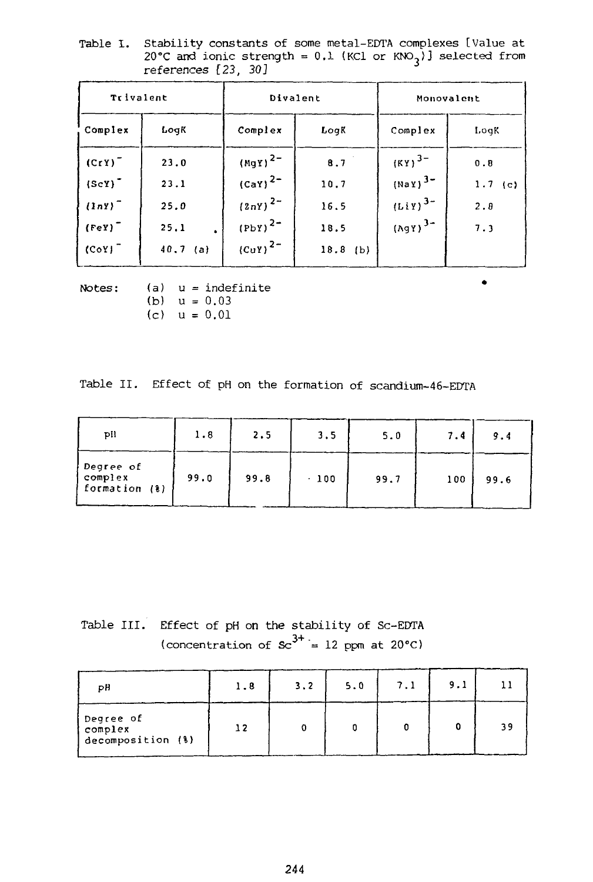Table I. Stability constants of some metal-EDTA complexes [Value at 20°C and ionic strength = 0.1 (KCl or $KNO_3$)] selected from references [23, 30]

| Trivalent | | Divalent | | Monovalent | |
|---|---|---|---|---|---|
| Complex | LogK | Complex | LogK | Complex | LogK |
| $(CrY)^-$ | 23.0 | $(MgY)^{2-}$ | 8.7 | $(KY)^{3-}$ | 0.8 |
| $(ScY)^-$ | 23.1 | $(CaY)^{2-}$ | 10.7 | $(NaY)^{3-}$ | 1.7 (c) |
| $(InY)^-$ | 25.0 | $(ZnY)^{2-}$ | 16.5 | $(LiY)^{3-}$ | 2.8 |
| $(FeY)^-$ | 25.1 | $(PbY)^{2-}$ | 18.5 | $(AgY)^{3-}$ | 7.3 |
| $(CoY)^-$ | 40.7 (a) | $(CuY)^{2-}$ | 18.8 (b) | | |

Notes: (a) u = indefinite
(b) u = 0.03
(c) u = 0.01

Table II. Effect of pH on the formation of scandium-46-EDTA

| pH | 1.8 | 2.5 | 3.5 | 5.0 | 7.4 | 9.4 |
|---|---|---|---|---|---|---|
| Degree of complex formation (%) | 99.0 | 99.8 | 100 | 99.7 | 100 | 99.6 |

Table III. Effect of pH on the stability of Sc-EDTA (concentration of $Sc^{3+}$ = 12 ppm at 20°C)

| pH | 1.8 | 3.2 | 5.0 | 7.1 | 9.1 | 11 |
|---|---|---|---|---|---|---|
| Degree of complex decomposition (%) | 12 | 0 | 0 | 0 | 0 | 39 |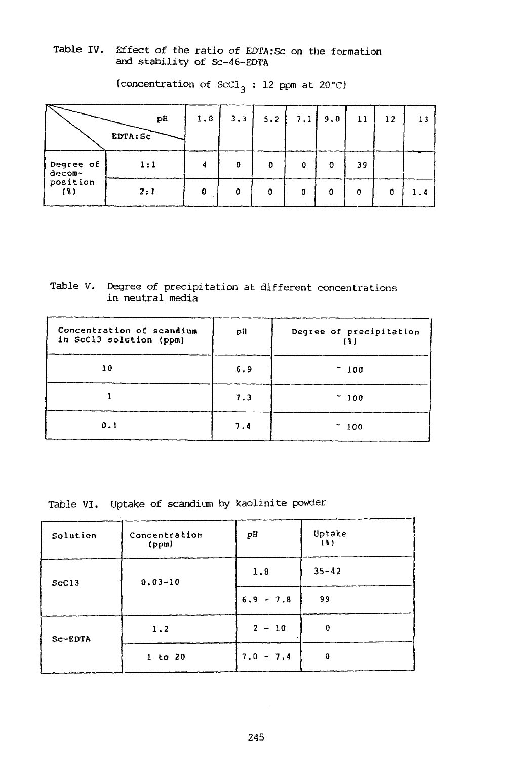Table IV. Effect of the ratio of EDTA:Sc on the formation and stability of Sc-46-EDTA

(concentration of $ScCl_3$ : 12 ppm at 20°C)

| | pH / EDTA:Sc | 1.8 | 3.3 | 5.2 | 7.1 | 9.0 | 11 | 12 | 13 |
|---|---|---|---|---|---|---|---|---|---|
| Degree of decom-position (%) | 1:1 | 4 | 0 | 0 | 0 | 0 | 39 | | |
| | 2:1 | 0 | 0 | 0 | 0 | 0 | 0 | 0 | 1.4 |

Table V. Degree of precipitation at different concentrations in neutral media

| Concentration of scandium in ScCl3 solution (ppm) | pH | Degree of precipitation (%) |
|---|---|---|
| 10 | 6.9 | ~ 100 |
| 1 | 7.3 | ~ 100 |
| 0.1 | 7.4 | ~ 100 |

Table VI. Uptake of scandium by kaolinite powder

| Solution | Concentration (ppm) | pH | Uptake (%) |
|---|---|---|---|
| ScCl3 | 0.03-10 | 1.8 | 35-42 |
| | | 6.9 - 7.8 | 99 |
| Sc-EDTA | 1.2 | 2 - 10 | 0 |
| | 1 to 20 | 7.0 - 7.4 | 0 |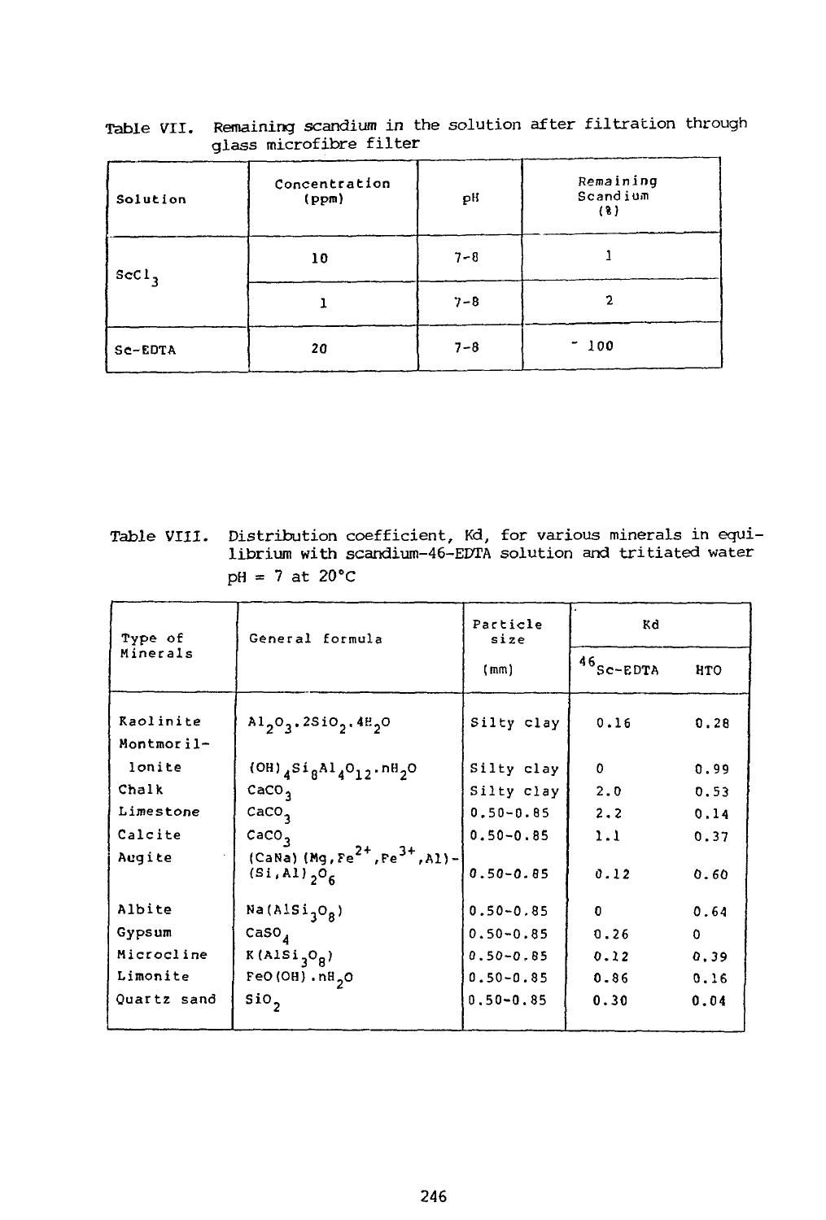Table VII. Remaining scandium in the solution after filtration through glass microfibre filter

| Solution | Concentration (ppm) | pH | Remaining Scandium (%) |
|---|---|---|---|
| $ScCl_3$ | 10 | 7-8 | 1 |
| | 1 | 7-8 | 2 |
| Sc-EDTA | 20 | 7-8 | ~ 100 |

Table VIII. Distribution coefficient, Kd, for various minerals in equilibrium with scandium-46-EDTA solution and tritiated water pH = 7 at 20°C

| Type of Minerals | General formula | Particle size | Kd | |
|---|---|---|---|---|
| | | (mm) | $^{46}$Sc-EDTA | HTO |
| Kaolinite | $Al_2O_3.2SiO_2.4H_2O$ | Silty clay | 0.16 | 0.28 |
| Montmorillonite | $(OH)_4Si_8Al_4O_{12}.nH_2O$ | Silty clay | 0 | 0.99 |
| Chalk | $CaCO_3$ | Silty clay | 2.0 | 0.53 |
| Limestone | $CaCO_3$ | 0.50-0.85 | 2.2 | 0.14 |
| Calcite | $CaCO_3$ | 0.50-0.85 | 1.1 | 0.37 |
| Augite | $(CaNa)(Mg,Fe^{2+},Fe^{3+},Al)-(Si,Al)_2O_6$ | 0.50-0.85 | 0.12 | 0.60 |
| Albite | $Na(AlSi_3O_8)$ | 0.50-0.85 | 0 | 0.64 |
| Gypsum | $CaSO_4$ | 0.50-0.85 | 0.26 | 0 |
| Microcline | $K(AlSi_3O_8)$ | 0.50-0.85 | 0.12 | 0.39 |
| Limonite | $FeO(OH).nH_2O$ | 0.50-0.85 | 0.86 | 0.16 |
| Quartz sand | $SiO_2$ | 0.50-0.85 | 0.30 | 0.04 |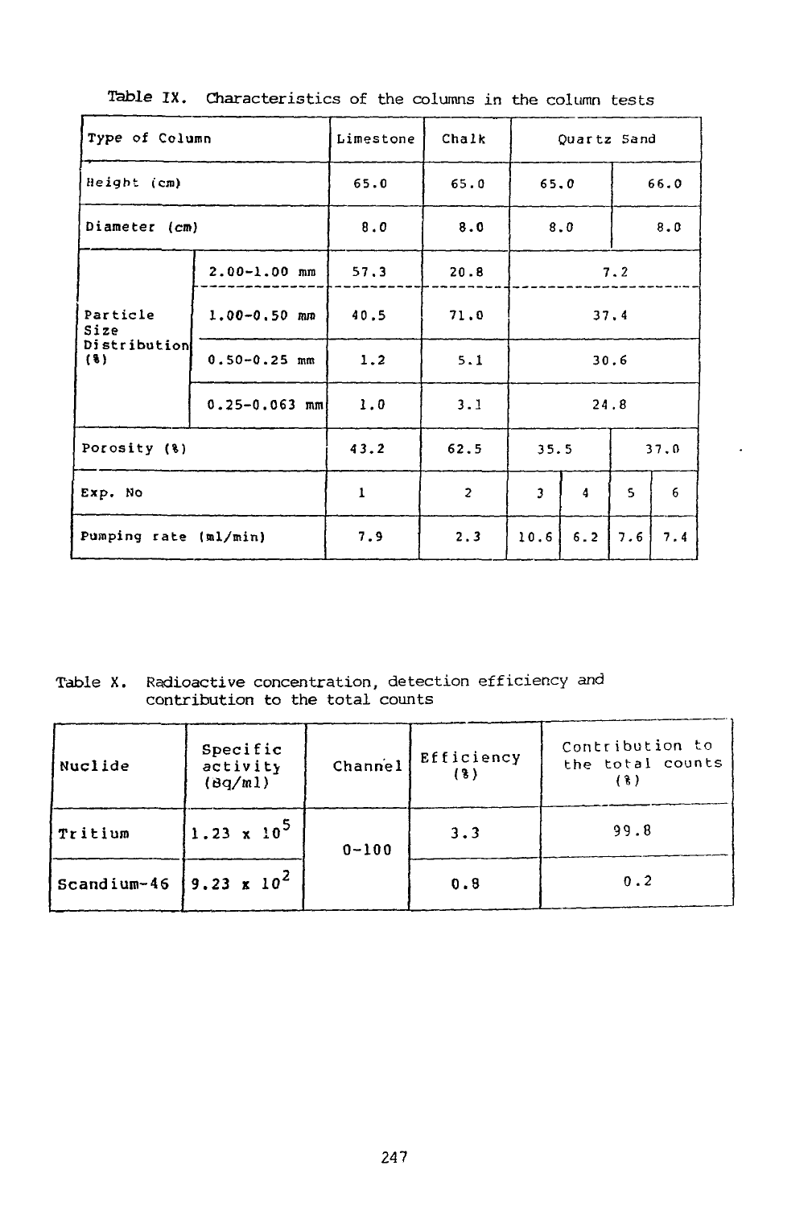Table IX. Characteristics of the columns in the column tests

| Type of Column | | Limestone | Chalk | Quartz Sand | | | |
|---|---|---|---|---|---|---|---|
| Height (cm) | | 65.0 | 65.0 | 65.0 | | 66.0 | |
| Diameter (cm) | | 8.0 | 8.0 | 8.0 | | 8.0 | |
| Particle Size Distribution (%) | 2.00-1.00 mm | 57.3 | 20.8 | 7.2 | | | |
| | 1.00-0.50 mm | 40.5 | 71.0 | 37.4 | | | |
| | 0.50-0.25 mm | 1.2 | 5.1 | 30.6 | | | |
| | 0.25-0.063 mm | 1.0 | 3.1 | 24.8 | | | |
| Porosity (%) | | 43.2 | 62.5 | 35.5 | | 37.0 | |
| Exp. No | | 1 | 2 | 3 | 4 | 5 | 6 |
| Pumping rate (ml/min) | | 7.9 | 2.3 | 10.6 | 6.2 | 7.6 | 7.4 |

Table X. Radioactive concentration, detection efficiency and contribution to the total counts

| Nuclide | Specific activity (Bq/ml) | Channel | Efficiency (%) | Contribution to the total counts (%) |
|---|---|---|---|---|
| Tritium | $1.23 \times 10^5$ | 0-100 | 3.3 | 99.8 |
| Scandium-46 | $9.23 \times 10^2$ | | 0.8 | 0.2 |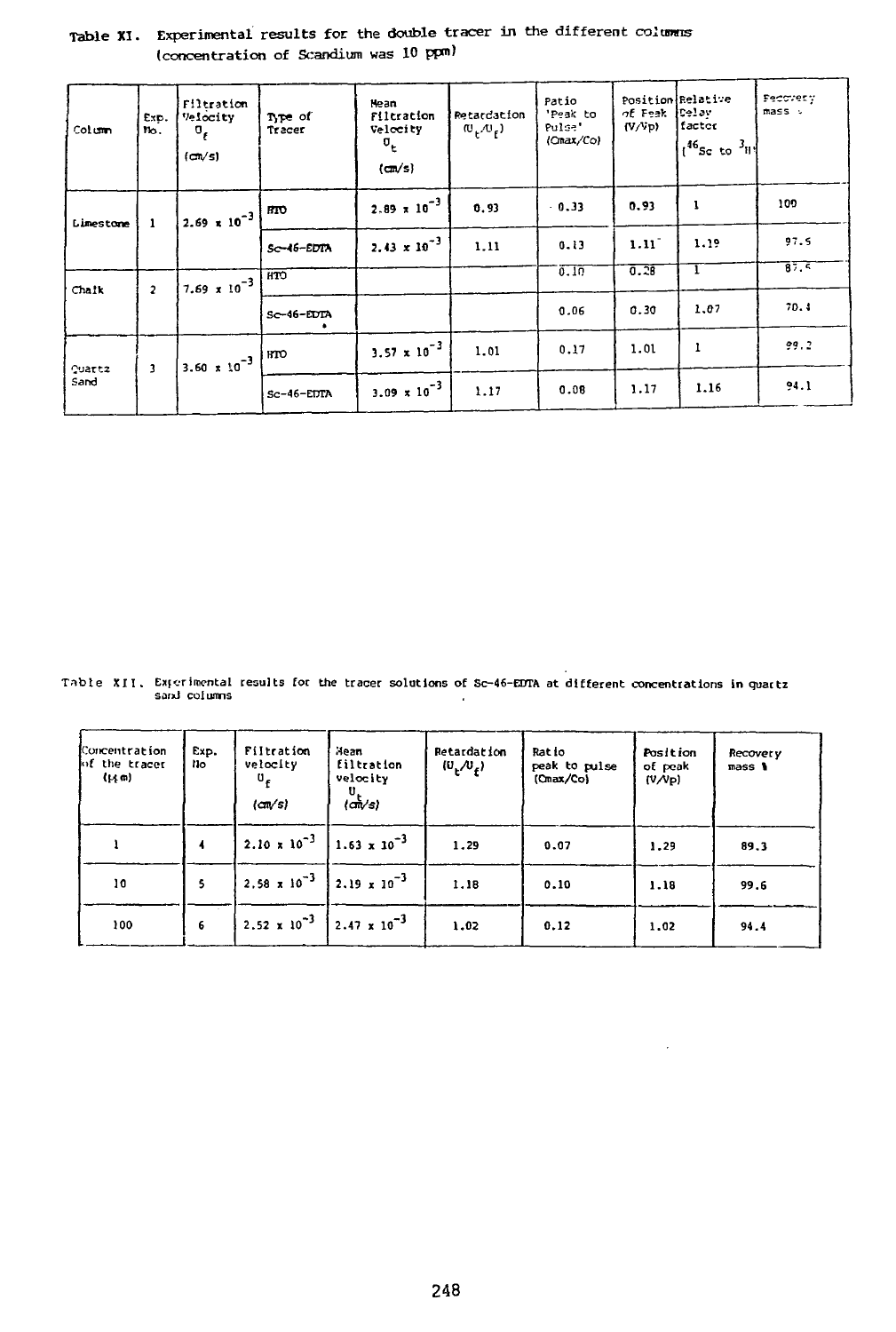Table XI. Experimental results for the double tracer in the different columns (concentration of Scandium was 10 ppm)

| Column | Exp. No. | Filtration Velocity $U_f$ (cm/s) | Type of Tracer | Mean Filtration Velocity $U_t$ (cm/s) | Retardation $(U_t/U_f)$ | Ratio 'Peak to Pulse' (Cmax/Co) | Position of Peak (V/Vp) | Relative Delay factor ($^{46}Sc$ to $^{3}H$) | Recovery mass % |
|---|---|---|---|---|---|---|---|---|---|
| Limestone | 1 | $2.69 \times 10^{-3}$ | HTO | $2.89 \times 10^{-3}$ | 0.93 | 0.33 | 0.93 | 1 | 100 |
| | | | Sc-46-EDTA | $2.43 \times 10^{-3}$ | 1.11 | 0.13 | 1.11 | 1.19 | 97.5 |
| Chalk | 2 | $7.69 \times 10^{-3}$ | HTO | | | 0.10 | 0.28 | 1 | 87.5 |
| | | | Sc-46-EDTA | | | 0.06 | 0.30 | 1.07 | 70.4 |
| Quartz Sand | 3 | $3.60 \times 10^{-3}$ | HTO | $3.57 \times 10^{-3}$ | 1.01 | 0.17 | 1.01 | 1 | 99.2 |
| | | | Sc-46-EDTA | $3.09 \times 10^{-3}$ | 1.17 | 0.08 | 1.17 | 1.16 | 94.1 |

Table XII. Experimental results for the tracer solutions of Sc-46-EDTA at different concentrations in quartz sand columns

| Concentration of the tracer (μm) | Exp. No | Filtration velocity $U_f$ (cm/s) | Mean filtration velocity $U_t$ (cm/s) | Retardation $(U_t/U_f)$ | Ratio peak to pulse (Cmax/Co) | Position of peak (V/Vp) | Recovery mass % |
|---|---|---|---|---|---|---|---|
| 1 | 4 | $2.10 \times 10^{-3}$ | $1.63 \times 10^{-3}$ | 1.29 | 0.07 | 1.29 | 89.3 |
| 10 | 5 | $2.58 \times 10^{-3}$ | $2.19 \times 10^{-3}$ | 1.18 | 0.10 | 1.18 | 99.6 |
| 100 | 6 | $2.52 \times 10^{-3}$ | $2.47 \times 10^{-3}$ | 1.02 | 0.12 | 1.02 | 94.4 |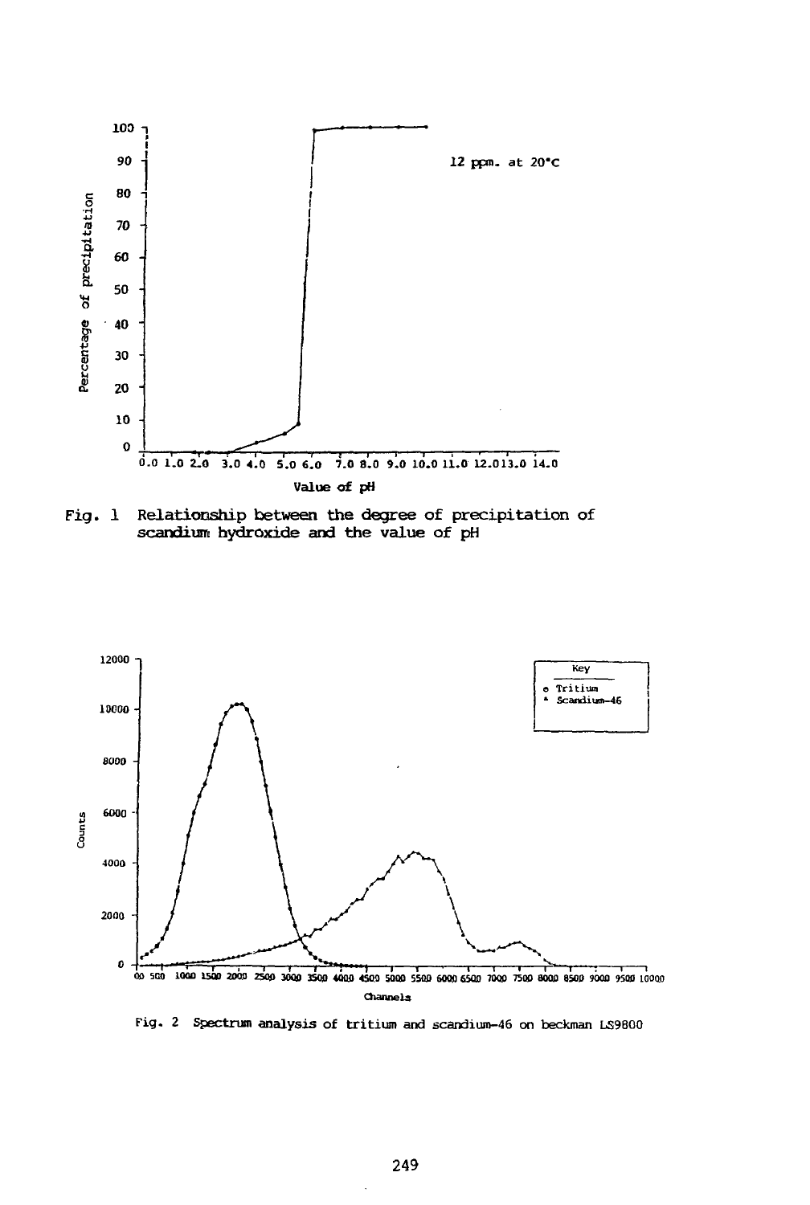Fig. 1 Relationship between the degree of precipitation of scandium hydroxide and the value of pH

Fig. 2 Spectrum analysis of tritium and scandium-46 on beckman LS9800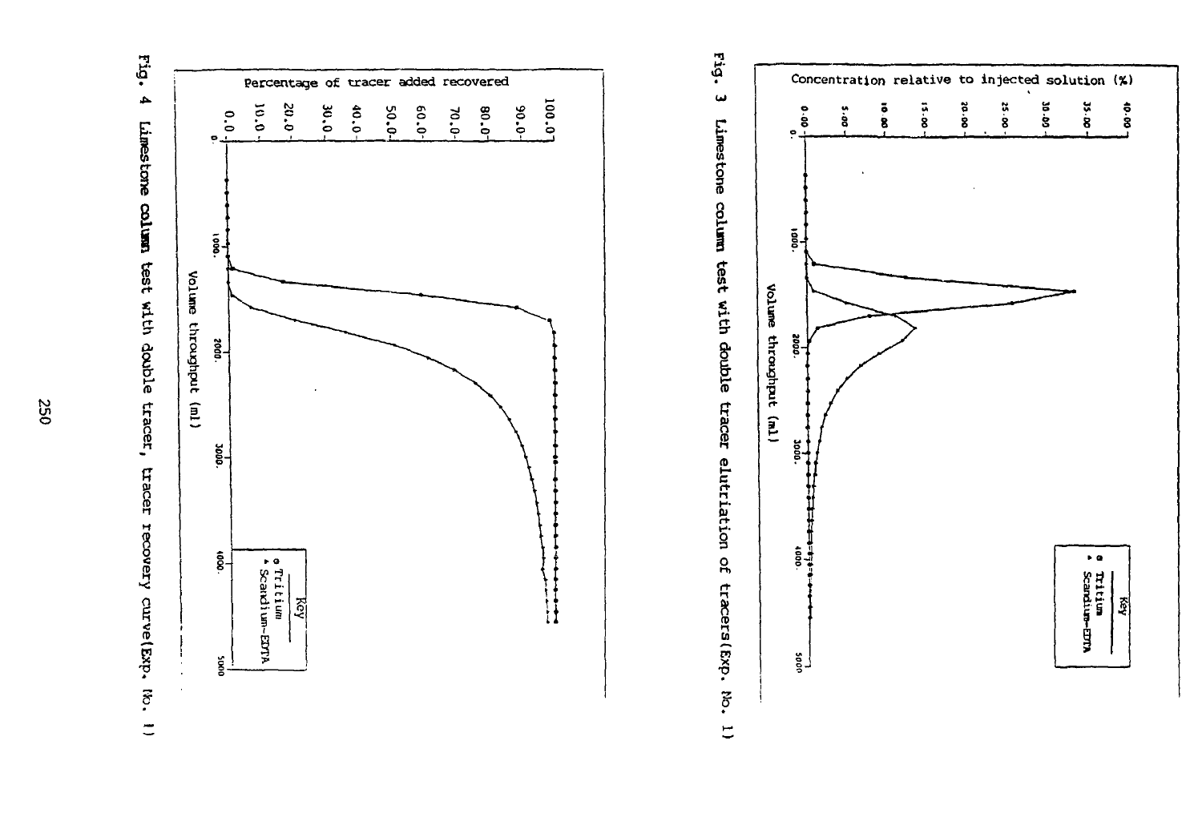Fig. 3 Limestone column test with double tracer elutriation of tracers(Exp. No. 1)

Fig. 4 Limestone column test with double tracer, tracer recovery curve(Exp. No. 1)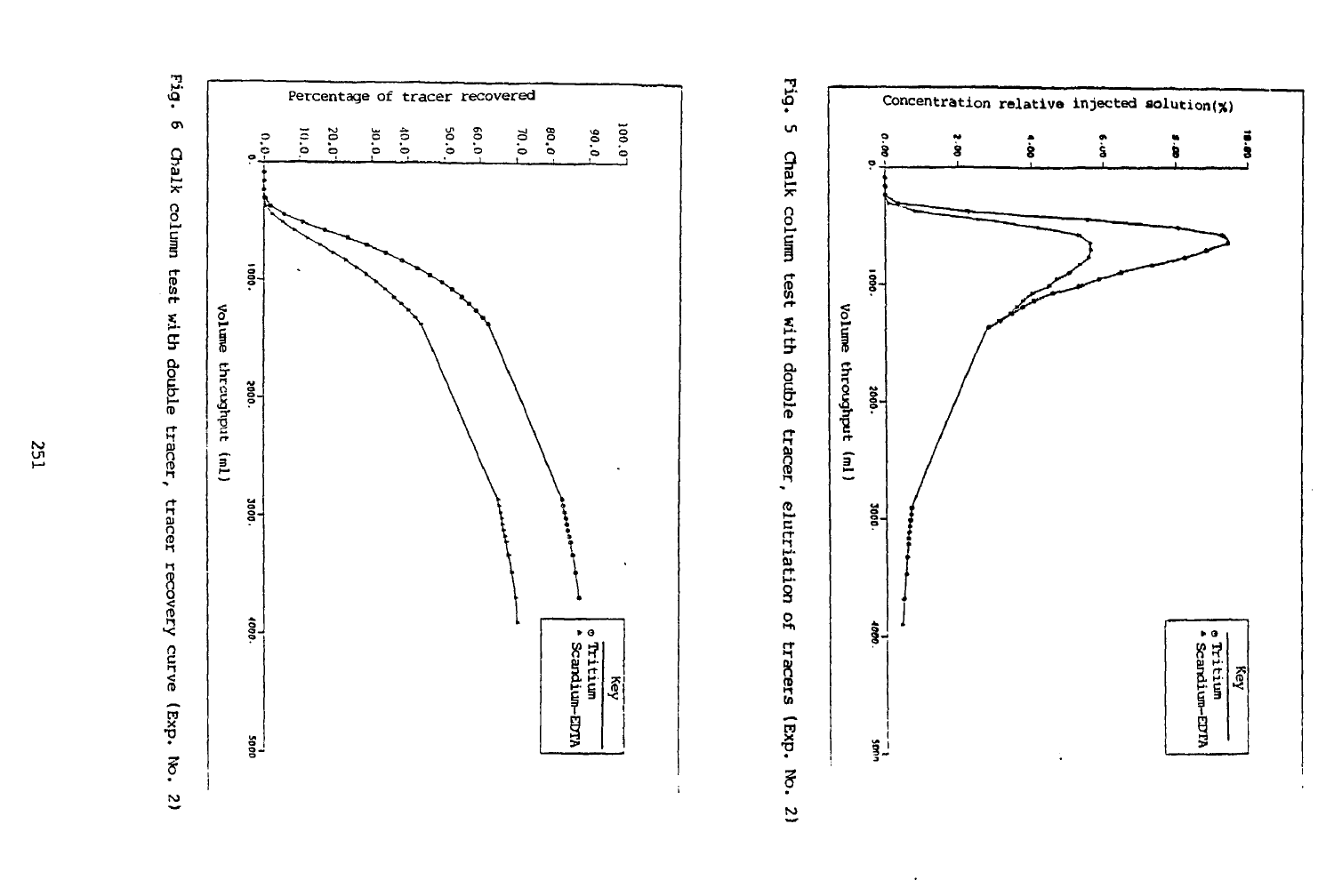Fig. 5 Chalk column test with double tracer, elutriation of tracers (Exp. No. 2)

Fig. 6 Chalk column test with double tracer, tracer recovery curve (Exp. No. 2)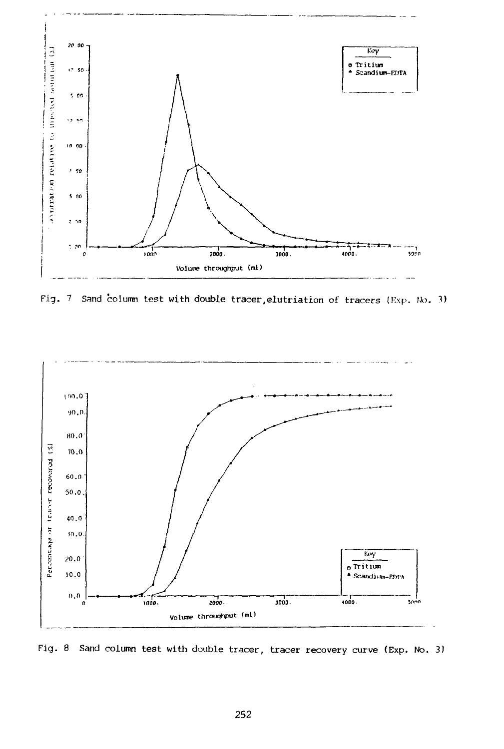Fig. 7 Sand column test with double tracer, elutriation of tracers (Exp. No. 3)

Fig. 8 Sand column test with double tracer, tracer recovery curve (Exp. No. 3)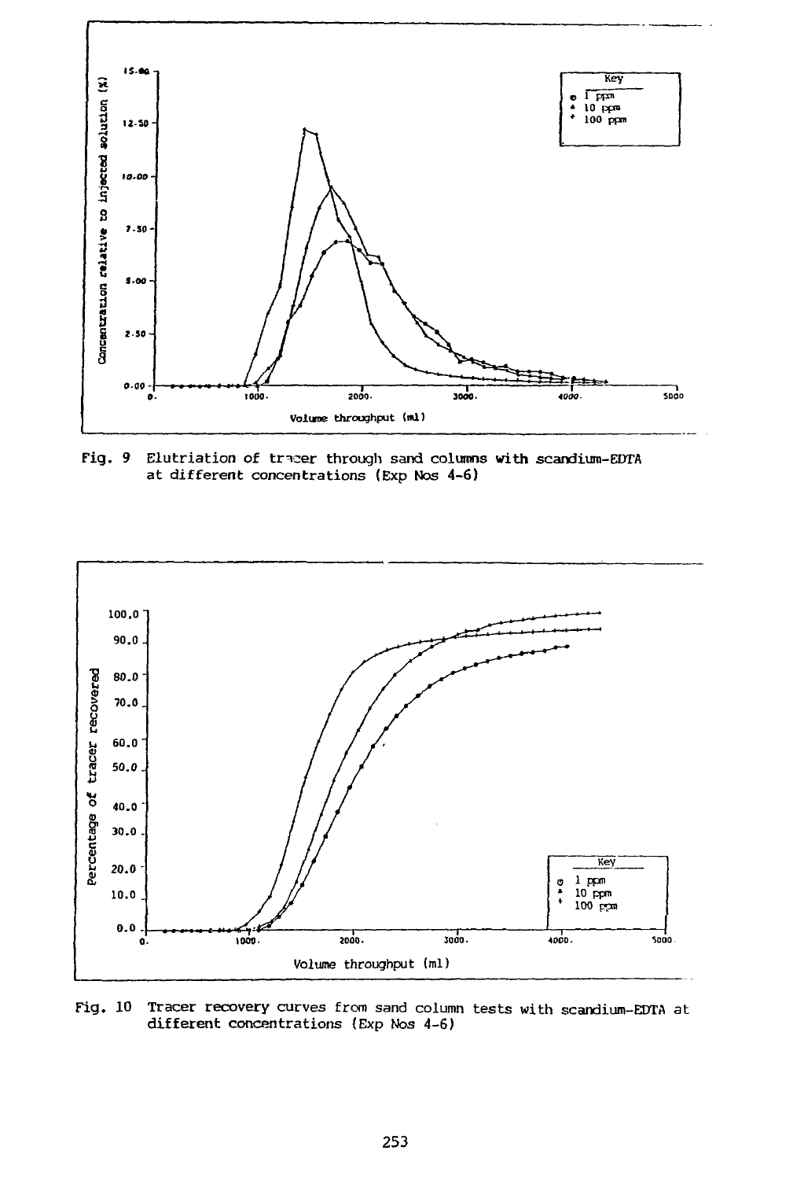Fig. 9 Elutriation of tracer through sand columns with scandium-EDTA at different concentrations (Exp Nos 4-6)

Fig. 10 Tracer recovery curves from sand column tests with scandium-EDTA at different concentrations (Exp Nos 4-6)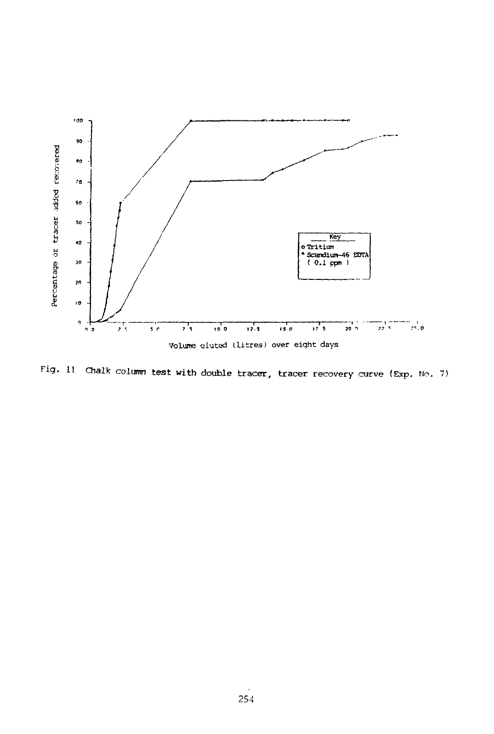Percentage of tracer added recovered

100
90
80
70
60
50
40
30
20
10
0

0.0 2.5 5.0 7.5 10.0 12.5 15.0 17.5 20.0 22.5 25.0

Volume eluted (litres) over eight days

Key
o Tritium
* Scandium-46 EDTA
( 0.1 ppm )

Fig. 11 Chalk column test with double tracer, tracer recovery curve (Exp. No. 7)